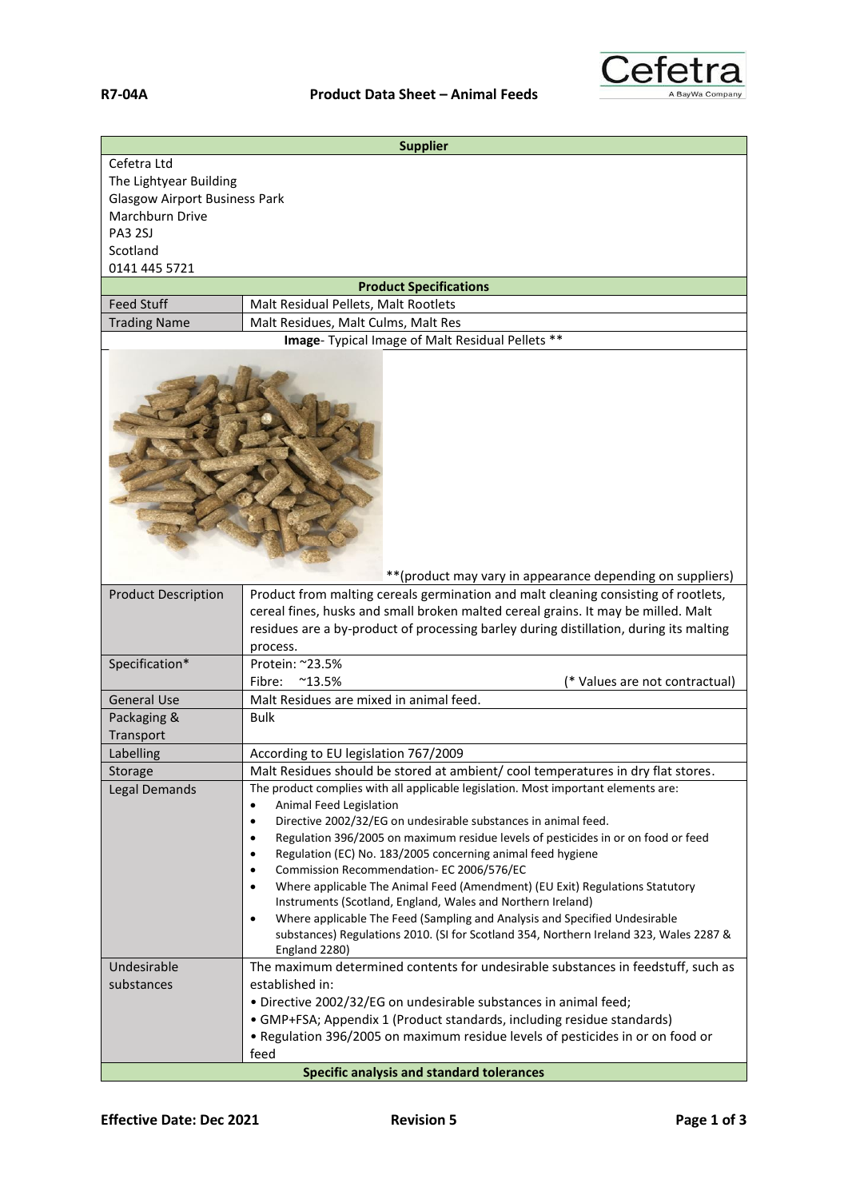# R7-04A Product Data Sheet – Animal Feeds

Cefetra
A BayWa Company

| Supplier | |
|---|---|
| Cefetra Ltd<br>The Lightyear Building<br>Glasgow Airport Business Park<br>Marchburn Drive<br>PA3 2SJ<br>Scotland<br>0141 445 5721 | |
| **Product Specifications** | |
| Feed Stuff | Malt Residual Pellets, Malt Rootlets |
| Trading Name | Malt Residues, Malt Culms, Malt Res |
| **Image**- Typical Image of Malt Residual Pellets ** | |
| **(product may vary in appearance depending on suppliers) | |
| Product Description | Product from malting cereals germination and malt cleaning consisting of rootlets, cereal fines, husks and small broken malted cereal grains. It may be milled. Malt residues are a by-product of processing barley during distillation, during its malting process. |
| Specification* | Protein: ~23.5%<br>Fibre: ~13.5% (* Values are not contractual) |
| General Use | Malt Residues are mixed in animal feed. |
| Packaging & Transport | Bulk |
| Labelling | According to EU legislation 767/2009 |
| Storage | Malt Residues should be stored at ambient/ cool temperatures in dry flat stores. |
| Legal Demands | The product complies with all applicable legislation. Most important elements are:<br>• Animal Feed Legislation<br>• Directive 2002/32/EG on undesirable substances in animal feed.<br>• Regulation 396/2005 on maximum residue levels of pesticides in or on food or feed<br>• Regulation (EC) No. 183/2005 concerning animal feed hygiene<br>• Commission Recommendation- EC 2006/576/EC<br>• Where applicable The Animal Feed (Amendment) (EU Exit) Regulations Statutory Instruments (Scotland, England, Wales and Northern Ireland)<br>• Where applicable The Feed (Sampling and Analysis and Specified Undesirable substances) Regulations 2010. (SI for Scotland 354, Northern Ireland 323, Wales 2287 & England 2280) |
| Undesirable substances | The maximum determined contents for undesirable substances in feedstuff, such as established in:<br>• Directive 2002/32/EG on undesirable substances in animal feed;<br>• GMP+FSA; Appendix 1 (Product standards, including residue standards)<br>• Regulation 396/2005 on maximum residue levels of pesticides in or on food or feed |
| **Specific analysis and standard tolerances** | |

Effective Date: Dec 2021 Revision 5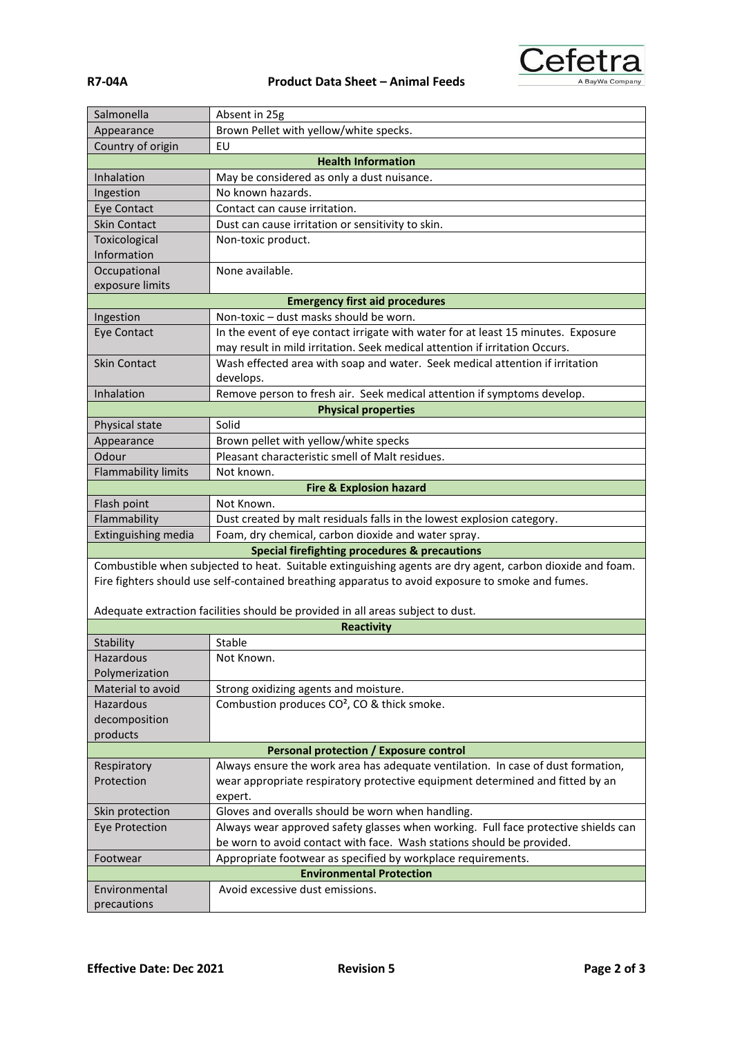| | |
|---|---|
| Salmonella | Absent in 25g |
| Appearance | Brown Pellet with yellow/white specks. |
| Country of origin | EU |
| **Health Information** | |
| Inhalation | May be considered as only a dust nuisance. |
| Ingestion | No known hazards. |
| Eye Contact | Contact can cause irritation. |
| Skin Contact | Dust can cause irritation or sensitivity to skin. |
| Toxicological Information | Non-toxic product. |
| Occupational exposure limits | None available. |
| **Emergency first aid procedures** | |
| Ingestion | Non-toxic – dust masks should be worn. |
| Eye Contact | In the event of eye contact irrigate with water for at least 15 minutes. Exposure may result in mild irritation. Seek medical attention if irritation Occurs. |
| Skin Contact | Wash effected area with soap and water. Seek medical attention if irritation develops. |
| Inhalation | Remove person to fresh air. Seek medical attention if symptoms develop. |
| **Physical properties** | |
| Physical state | Solid |
| Appearance | Brown pellet with yellow/white specks |
| Odour | Pleasant characteristic smell of Malt residues. |
| Flammability limits | Not known. |
| **Fire & Explosion hazard** | |
| Flash point | Not Known. |
| Flammability | Dust created by malt residuals falls in the lowest explosion category. |
| Extinguishing media | Foam, dry chemical, carbon dioxide and water spray. |
| **Special firefighting procedures & precautions** | |
| Combustible when subjected to heat. Suitable extinguishing agents are dry agent, carbon dioxide and foam. Fire fighters should use self-contained breathing apparatus to avoid exposure to smoke and fumes. Adequate extraction facilities should be provided in all areas subject to dust. | |
| **Reactivity** | |
| Stability | Stable |
| Hazardous Polymerization | Not Known. |
| Material to avoid | Strong oxidizing agents and moisture. |
| Hazardous decomposition products | Combustion produces $CO^2$, CO & thick smoke. |
| **Personal protection / Exposure control** | |
| Respiratory Protection | Always ensure the work area has adequate ventilation. In case of dust formation, wear appropriate respiratory protective equipment determined and fitted by an expert. |
| Skin protection | Gloves and overalls should be worn when handling. |
| Eye Protection | Always wear approved safety glasses when working. Full face protective shields can be worn to avoid contact with face. Wash stations should be provided. |
| Footwear | Appropriate footwear as specified by workplace requirements. |
| **Environmental Protection** | |
| Environmental precautions | Avoid excessive dust emissions. |

**Effective Date: Dec 2021** **Revision 5**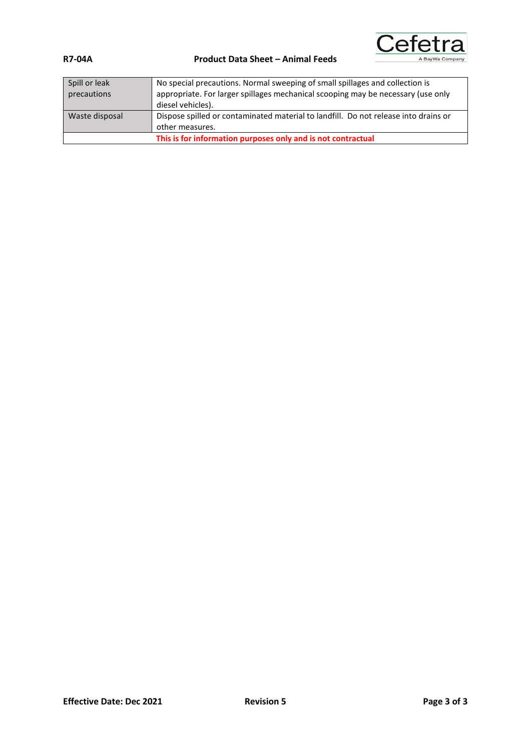| | |
|---|---|
| Spill or leak precautions | No special precautions. Normal sweeping of small spillages and collection is appropriate. For larger spillages mechanical scooping may be necessary (use only diesel vehicles). |
| Waste disposal | Dispose spilled or contaminated material to landfill. Do not release into drains or other measures. |
| **This is for information purposes only and is not contractual** | |